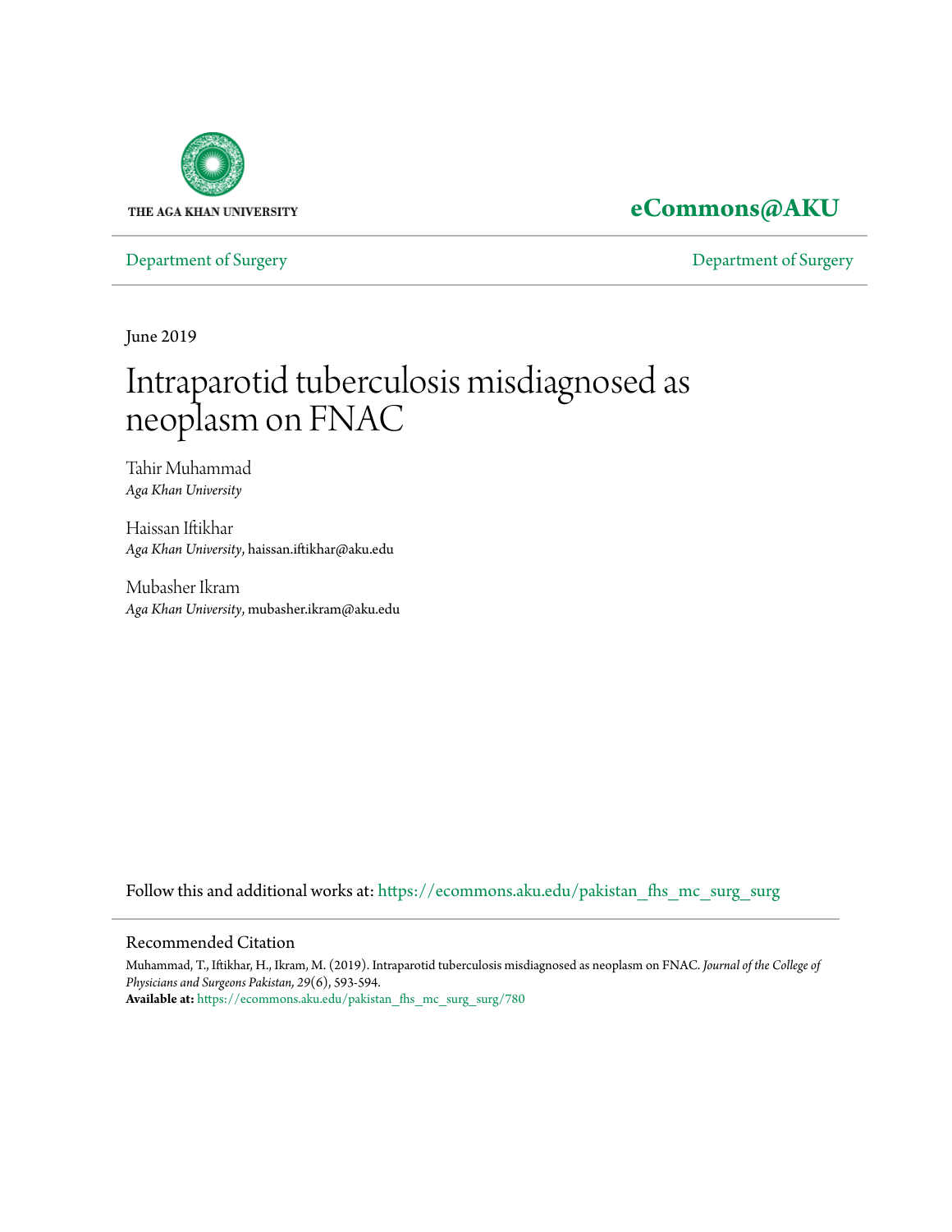THE AGA KHAN UNIVERSITY

**eCommons@AKU**

Department of Surgery | Department of Surgery

June 2019

# Intraparotid tuberculosis misdiagnosed as neoplasm on FNAC

Tahir Muhammad
*Aga Khan University*

Haissan Iftikhar
*Aga Khan University*, haissan.iftikhar@aku.edu

Mubasher Ikram
*Aga Khan University*, mubasher.ikram@aku.edu

Follow this and additional works at: https://ecommons.aku.edu/pakistan_fhs_mc_surg_surg

## Recommended Citation

Muhammad, T., Iftikhar, H., Ikram, M. (2019). Intraparotid tuberculosis misdiagnosed as neoplasm on FNAC. *Journal of the College of Physicians and Surgeons Pakistan, 29*(6), 593-594.
**Available at:** https://ecommons.aku.edu/pakistan_fhs_mc_surg_surg/780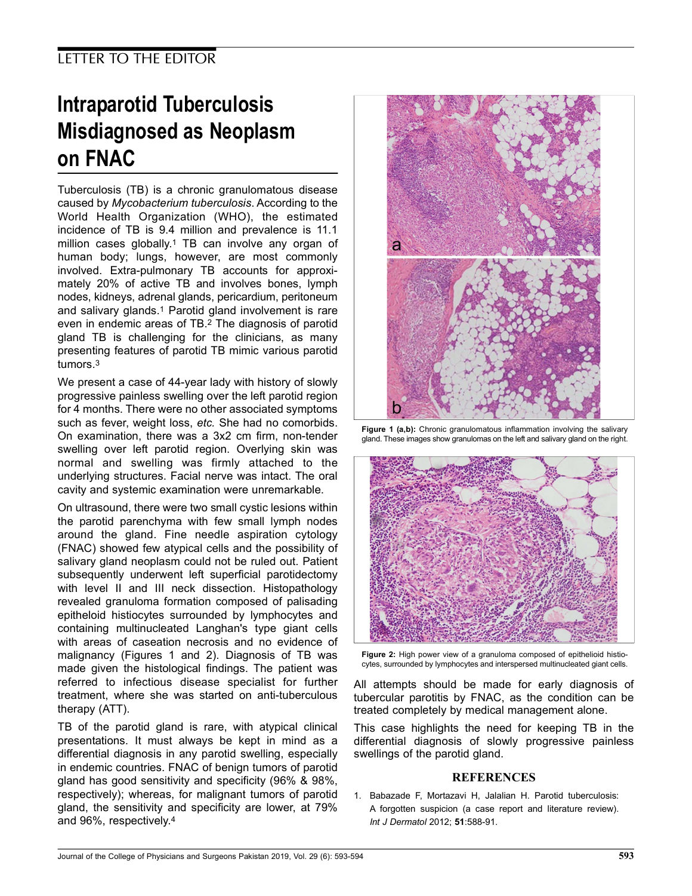LETTER TO THE EDITOR

# Intraparotid Tuberculosis Misdiagnosed as Neoplasm on FNAC

Tuberculosis (TB) is a chronic granulomatous disease caused by *Mycobacterium tuberculosis*. According to the World Health Organization (WHO), the estimated incidence of TB is 9.4 million and prevalence is 11.1 million cases globally.[1] TB can involve any organ of human body; lungs, however, are most commonly involved. Extra-pulmonary TB accounts for approximately 20% of active TB and involves bones, lymph nodes, kidneys, adrenal glands, pericardium, peritoneum and salivary glands.[1] Parotid gland involvement is rare even in endemic areas of TB.[2] The diagnosis of parotid gland TB is challenging for the clinicians, as many presenting features of parotid TB mimic various parotid tumors.[3]

We present a case of 44-year lady with history of slowly progressive painless swelling over the left parotid region for 4 months. There were no other associated symptoms such as fever, weight loss, *etc.* She had no comorbids. On examination, there was a 3x2 cm firm, non-tender swelling over left parotid region. Overlying skin was normal and swelling was firmly attached to the underlying structures. Facial nerve was intact. The oral cavity and systemic examination were unremarkable.

On ultrasound, there were two small cystic lesions within the parotid parenchyma with few small lymph nodes around the gland. Fine needle aspiration cytology (FNAC) showed few atypical cells and the possibility of salivary gland neoplasm could not be ruled out. Patient subsequently underwent left superficial parotidectomy with level II and III neck dissection. Histopathology revealed granuloma formation composed of palisading epitheloid histiocytes surrounded by lymphocytes and containing multinucleated Langhan's type giant cells with areas of caseation necrosis and no evidence of malignancy (Figures 1 and 2). Diagnosis of TB was made given the histological findings. The patient was referred to infectious disease specialist for further treatment, where she was started on anti-tuberculous therapy (ATT).

TB of the parotid gland is rare, with atypical clinical presentations. It must always be kept in mind as a differential diagnosis in any parotid swelling, especially in endemic countries. FNAC of benign tumors of parotid gland has good sensitivity and specificity (96% & 98%, respectively); whereas, for malignant tumors of parotid gland, the sensitivity and specificity are lower, at 79% and 96%, respectively.[4]

**Figure 1 (a,b):** Chronic granulomatous inflammation involving the salivary gland. These images show granulomas on the left and salivary gland on the right.

**Figure 2:** High power view of a granuloma composed of epithelioid histiocytes, surrounded by lymphocytes and interspersed multinucleated giant cells.

All attempts should be made for early diagnosis of tubercular parotitis by FNAC, as the condition can be treated completely by medical management alone.

This case highlights the need for keeping TB in the differential diagnosis of slowly progressive painless swellings of the parotid gland.

## REFERENCES

1. Babazade F, Mortazavi H, Jalalian H. Parotid tuberculosis: A forgotten suspicion (a case report and literature review). *Int J Dermatol* 2012; **51**:588-91.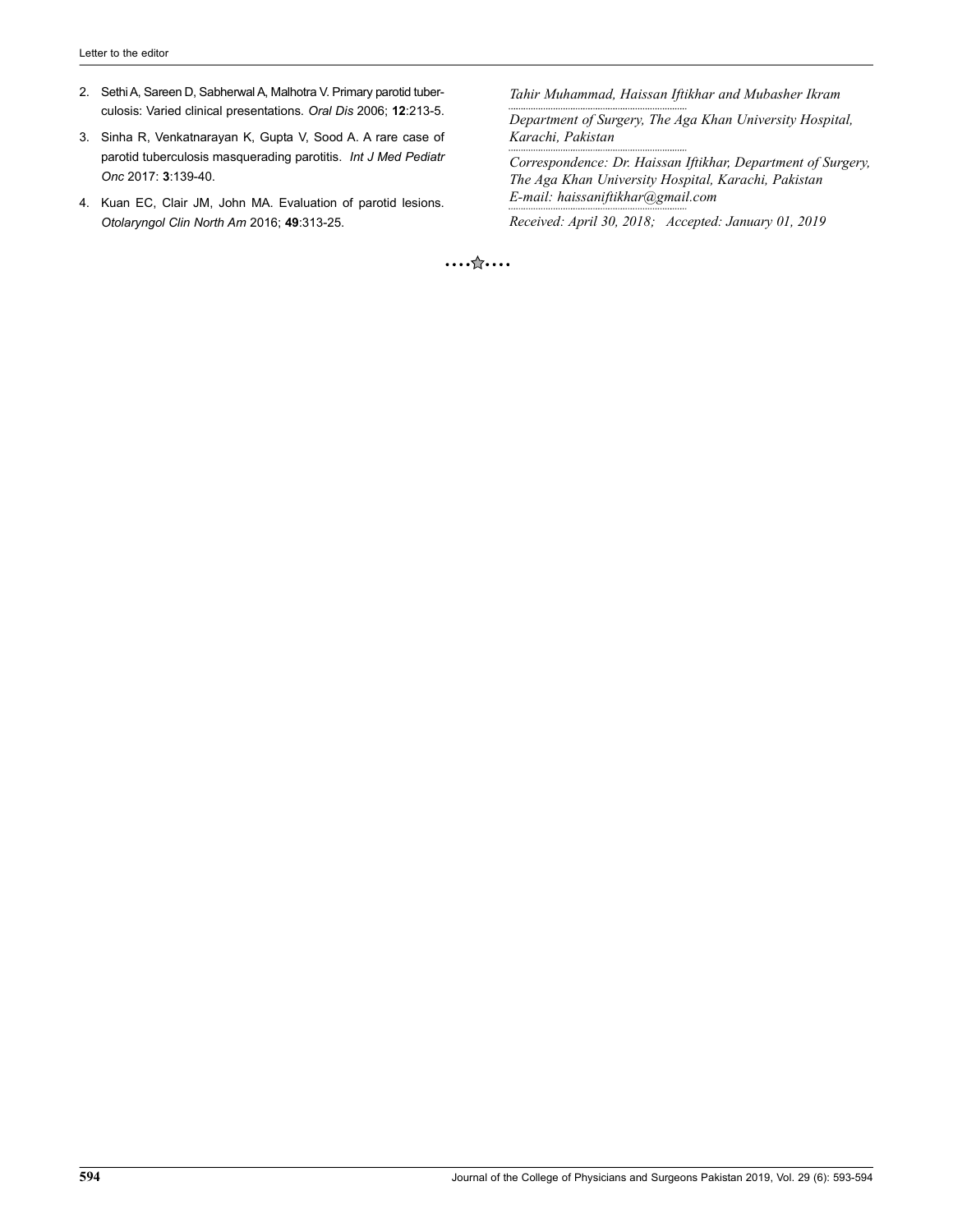2. Sethi A, Sareen D, Sabherwal A, Malhotra V. Primary parotid tuberculosis: Varied clinical presentations. *Oral Dis* 2006; **12**:213-5.
3. Sinha R, Venkatnarayan K, Gupta V, Sood A. A rare case of parotid tuberculosis masquerading parotitis. *Int J Med Pediatr Onc* 2017: **3**:139-40.
4. Kuan EC, Clair JM, John MA. Evaluation of parotid lesions. *Otolaryngol Clin North Am* 2016; **49**:313-25.

*Tahir Muhammad, Haissan Iftikhar and Mubasher Ikram*

*Department of Surgery, The Aga Khan University Hospital, Karachi, Pakistan*

*Correspondence: Dr. Haissan Iftikhar, Department of Surgery, The Aga Khan University Hospital, Karachi, Pakistan*
*E-mail: haissaniftikhar@gmail.com*

*Received: April 30, 2018; Accepted: January 01, 2019*